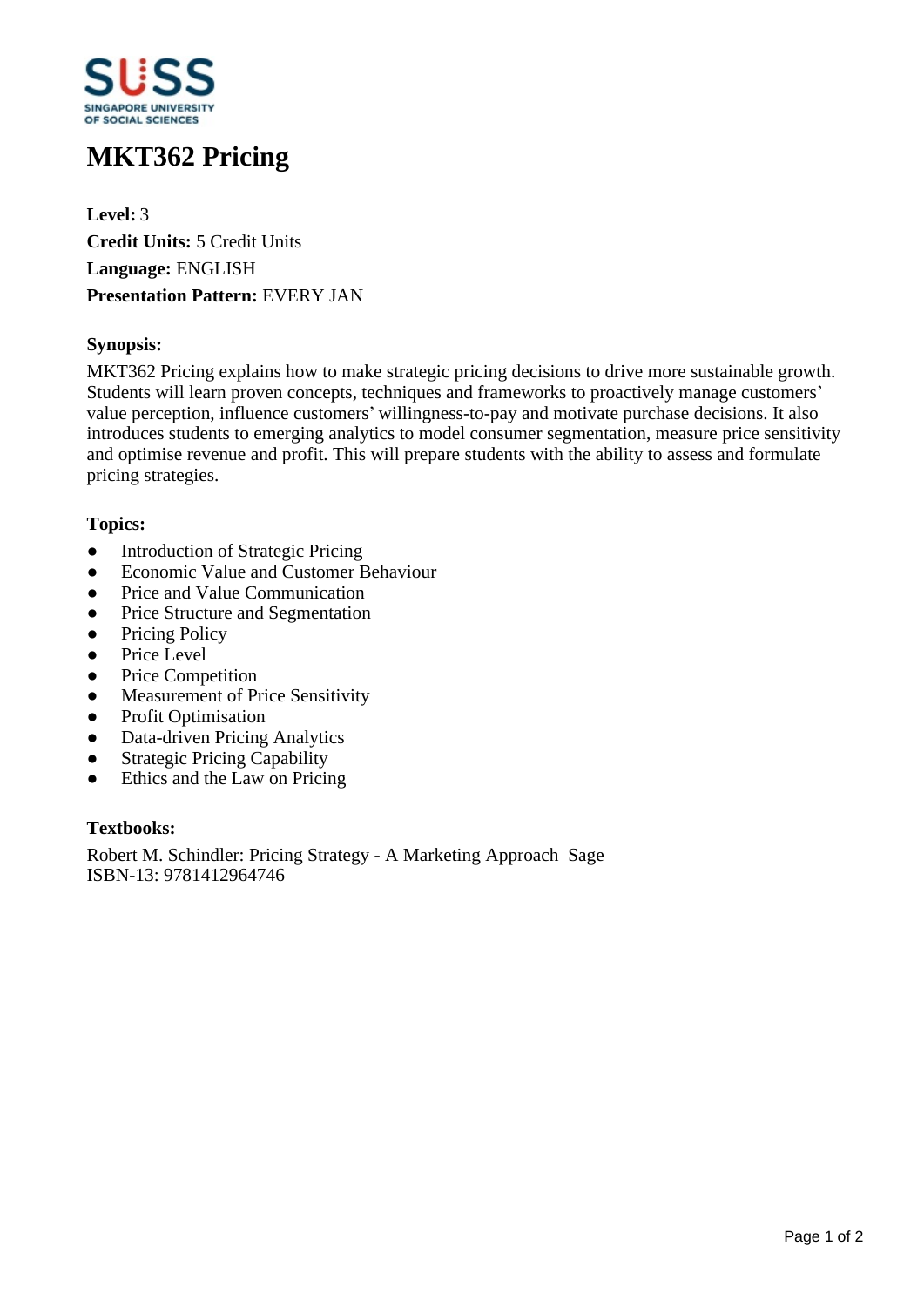# MKT362 Pricing

**Level:** 3
**Credit Units:** 5 Credit Units
**Language:** ENGLISH
**Presentation Pattern:** EVERY JAN

### Synopsis:

MKT362 Pricing explains how to make strategic pricing decisions to drive more sustainable growth. Students will learn proven concepts, techniques and frameworks to proactively manage customers' value perception, influence customers' willingness-to-pay and motivate purchase decisions. It also introduces students to emerging analytics to model consumer segmentation, measure price sensitivity and optimise revenue and profit. This will prepare students with the ability to assess and formulate pricing strategies.

### Topics:

- Introduction of Strategic Pricing
- Economic Value and Customer Behaviour
- Price and Value Communication
- Price Structure and Segmentation
- Pricing Policy
- Price Level
- Price Competition
- Measurement of Price Sensitivity
- Profit Optimisation
- Data-driven Pricing Analytics
- Strategic Pricing Capability
- Ethics and the Law on Pricing

### Textbooks:

Robert M. Schindler: Pricing Strategy - A Marketing Approach Sage
ISBN-13: 9781412964746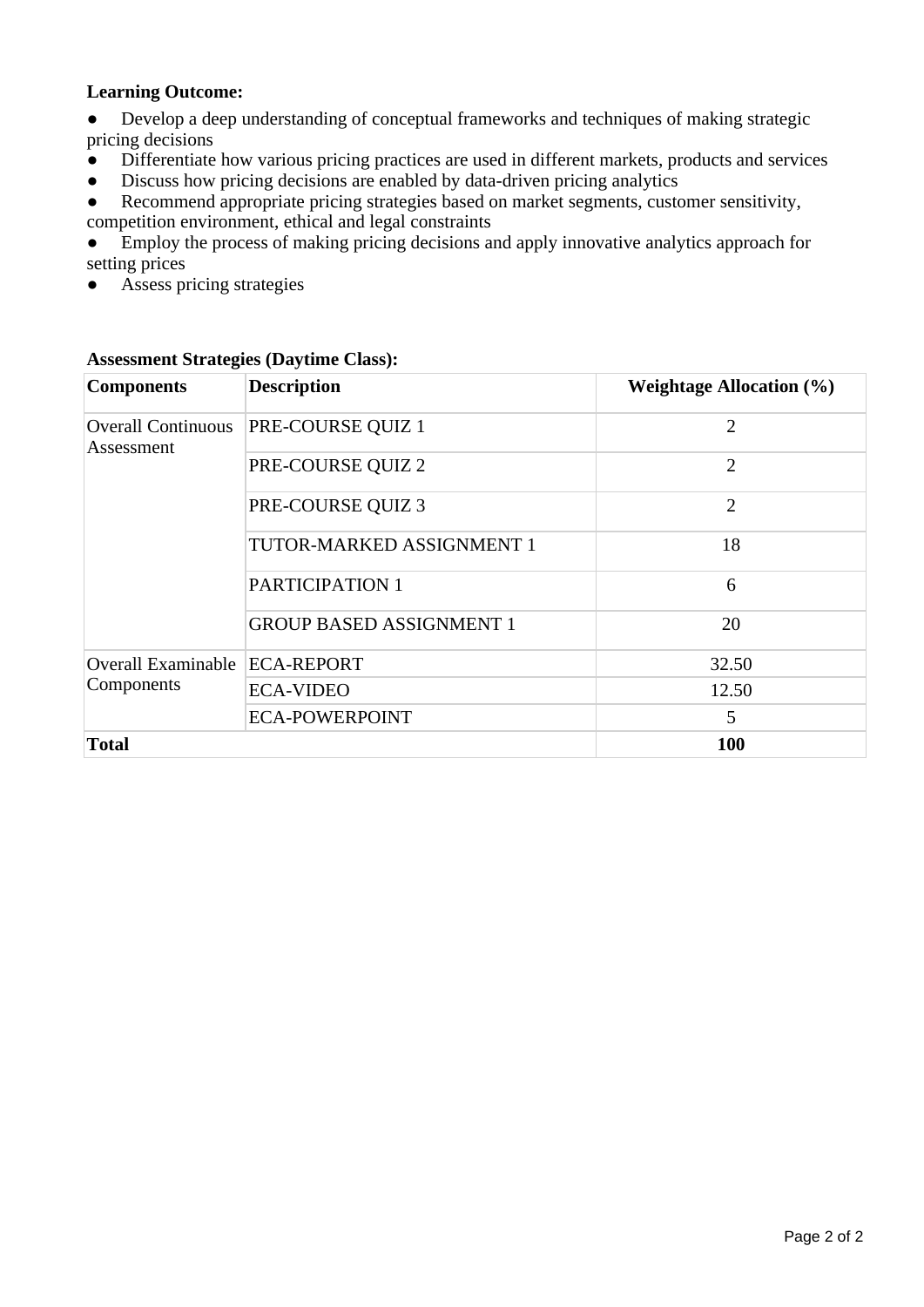**Learning Outcome:**

- Develop a deep understanding of conceptual frameworks and techniques of making strategic pricing decisions
- Differentiate how various pricing practices are used in different markets, products and services
- Discuss how pricing decisions are enabled by data-driven pricing analytics
- Recommend appropriate pricing strategies based on market segments, customer sensitivity, competition environment, ethical and legal constraints
- Employ the process of making pricing decisions and apply innovative analytics approach for setting prices
- Assess pricing strategies

**Assessment Strategies (Daytime Class):**

| **Components** | **Description** | **Weightage Allocation (%)** |
|---|---|---|
| Overall Continuous Assessment | PRE-COURSE QUIZ 1 | 2 |
| | PRE-COURSE QUIZ 2 | 2 |
| | PRE-COURSE QUIZ 3 | 2 |
| | TUTOR-MARKED ASSIGNMENT 1 | 18 |
| | PARTICIPATION 1 | 6 |
| | GROUP BASED ASSIGNMENT 1 | 20 |
| Overall Examinable Components | ECA-REPORT | 32.50 |
| | ECA-VIDEO | 12.50 |
| | ECA-POWERPOINT | 5 |
| **Total** | | **100** |